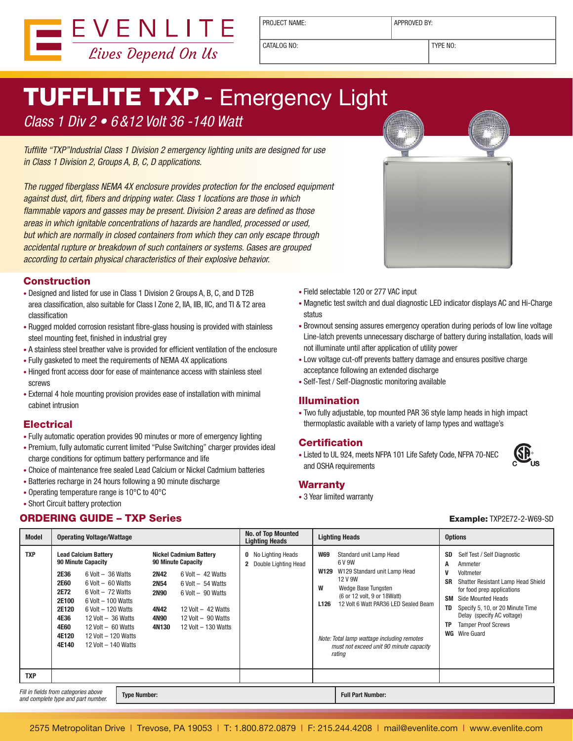EVENLITE

*Lives Depend On Us*

| PROJECT NAME: | APPROVED BY: |
|---|---|
| CATALOG NO: | TYPE NO: |

# TUFFLITE TXP - Emergency Light

*Class 1 Div 2 • 6&12 Volt 36 -140 Watt*

*Tufflite "TXP"Industrial Class 1 Division 2 emergency lighting units are designed for use in Class 1 Division 2, Groups A, B, C, D applications.*

*The rugged fiberglass NEMA 4X enclosure provides protection for the enclosed equipment against dust, dirt, fibers and dripping water. Class 1 locations are those in which flammable vapors and gasses may be present. Division 2 areas are defined as those areas in which ignitable concentrations of hazards are handled, processed or used, but which are normally in closed containers from which they can only escape through accidental rupture or breakdown of such containers or systems. Gases are grouped according to certain physical characteristics of their explosive behavior.*

## Construction

- Designed and listed for use in Class 1 Division 2 Groups A, B, C, and D T2B area classification, also suitable for Class I Zone 2, IIA, IIB, IIC, and TI & T2 area classification
- Rugged molded corrosion resistant fibre-glass housing is provided with stainless steel mounting feet, finished in industrial grey
- A stainless steel breather valve is provided for efficient ventilation of the enclosure
- Fully gasketed to meet the requirements of NEMA 4X applications
- Hinged front access door for ease of maintenance access with stainless steel screws
- External 4 hole mounting provision provides ease of installation with minimal cabinet intrusion

## Electrical

- Fully automatic operation provides 90 minutes or more of emergency lighting
- Premium, fully automatic current limited "Pulse Switching" charger provides ideal charge conditions for optimum battery performance and life
- Choice of maintenance free sealed Lead Calcium or Nickel Cadmium batteries
- Batteries recharge in 24 hours following a 90 minute discharge
- Operating temperature range is 10°C to 40°C
- Short Circuit battery protection
- Field selectable 120 or 277 VAC input
- Magnetic test switch and dual diagnostic LED indicator displays AC and Hi-Charge status
- Brownout sensing assures emergency operation during periods of low line voltage Line-latch prevents unnecessary discharge of battery during installation, loads will not illuminate until after application of utility power
- Low voltage cut-off prevents battery damage and ensures positive charge acceptance following an extended discharge
- Self-Test / Self-Diagnostic monitoring available

## Illumination

- Two fully adjustable, top mounted PAR 36 style lamp heads in high impact thermoplastic available with a variety of lamp types and wattage's

## Certification

- Listed to UL 924, meets NFPA 101 Life Safety Code, NFPA 70-NEC and OSHA requirements

## Warranty

- 3 Year limited warranty

## ORDERING GUIDE – TXP Series

**Example:** TXP2E72-2-W69-SD

| Model | Operating Voltage/Wattage | No. of Top Mounted Lighting Heads | Lighting Heads | Options |
|---|---|---|---|---|
| TXP | **Lead Calcium Battery 90 Minute Capacity**<br>**2E36** 6 Volt – 36 Watts<br>**2E60** 6 Volt – 60 Watts<br>**2E72** 6 Volt – 72 Watts<br>**2E100** 6 Volt – 100 Watts<br>**2E120** 6 Volt – 120 Watts<br>**4E36** 12 Volt – 36 Watts<br>**4E60** 12 Volt – 60 Watts<br>**4E120** 12 Volt – 120 Watts<br>**4E140** 12 Volt – 140 Watts<br><br>**Nickel Cadmium Battery 90 Minute Capacity**<br>**2N42** 6 Volt – 42 Watts<br>**2N54** 6 Volt – 54 Watts<br>**2N90** 6 Volt – 90 Watts<br>**4N42** 12 Volt – 42 Watts<br>**4N90** 12 Volt – 90 Watts<br>**4N130** 12 Volt – 130 Watts | **0** No Lighting Heads<br>**2** Double Lighting Head | **W69** Standard unit Lamp Head 6 V 9W<br>**W129** W129 Standard unit Lamp Head 12 V 9W<br>**W** Wedge Base Tungsten (6 or 12 volt, 9 or 18Watt)<br>**L126** 12 Volt 6 Watt PAR36 LED Sealed Beam<br><br>*Note: Total lamp wattage including remotes must not exceed unit 90 minute capacity rating* | **SD** Self Test / Self Diagnostic<br>**A** Ammeter<br>**V** Voltmeter<br>**SR** Shatter Resistant Lamp Head Shield for food prep applications<br>**SM** Side Mounted Heads<br>**TD** Specify 5, 10, or 20 Minute Time Delay (specify AC voltage)<br>**TP** Tamper Proof Screws<br>**WG** Wire Guard |
| TXP | | | | |

*Fill in fields from categories above and complete type and part number.*

| Type Number: | Full Part Number: |
|---|---|
| | |

2575 Metropolitan Drive | Trevose, PA 19053 | T: 1.800.872.0879 | F: 215.244.4208 | mail@evenlite.com | www.evenlite.com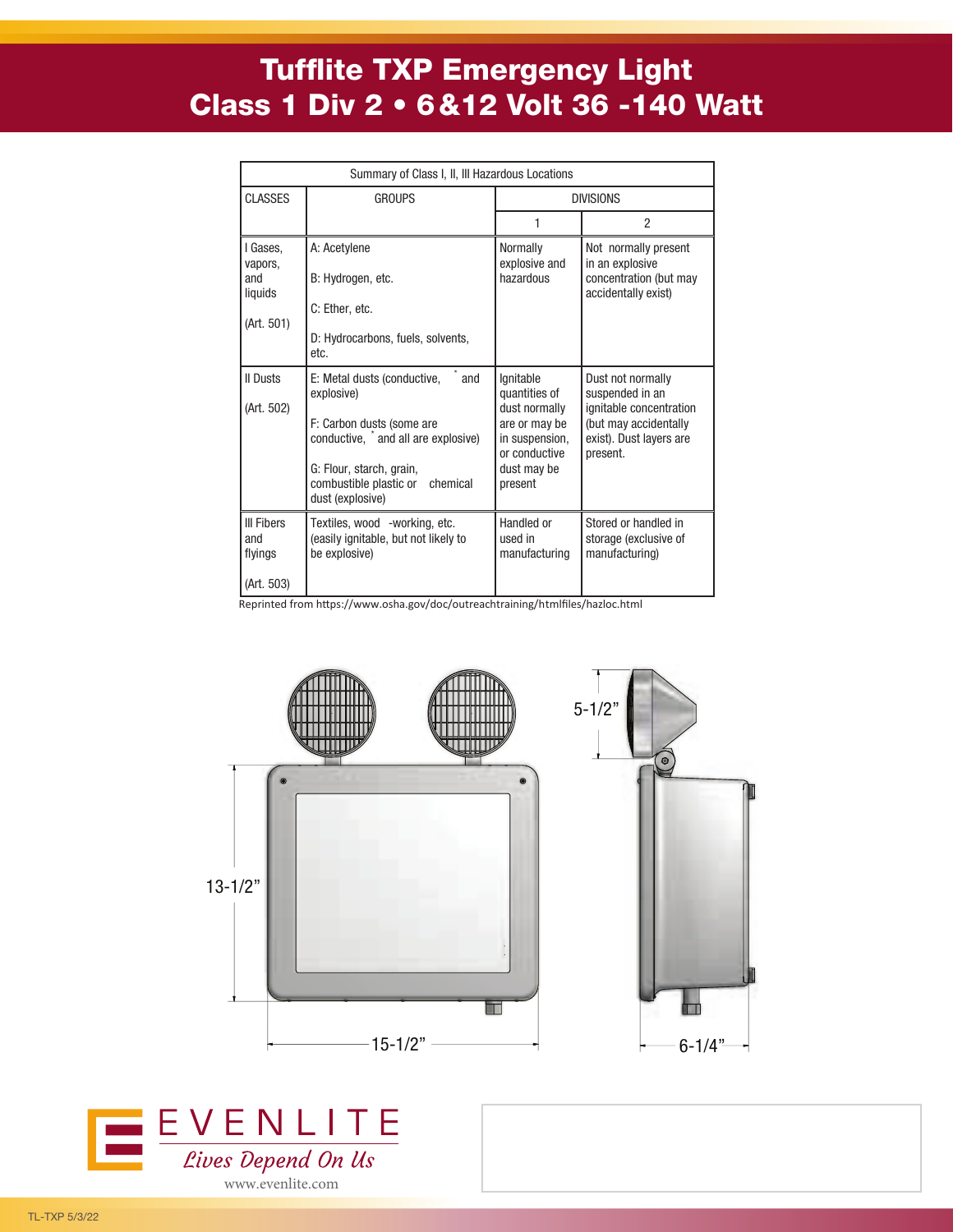# Tufflite TXP Emergency Light
# Class 1 Div 2 • 6&12 Volt 36 -140 Watt

| Summary of Class I, II, III Hazardous Locations | | | |
|---|---|---|---|
| CLASSES | GROUPS | DIVISIONS | |
| | | 1 | 2 |
| I Gases, vapors, and liquids<br><br>(Art. 501) | A: Acetylene<br><br>B: Hydrogen, etc.<br><br>C: Ether, etc.<br><br>D: Hydrocarbons, fuels, solvents, etc. | Normally explosive and hazardous | Not normally present in an explosive concentration (but may accidentally exist) |
| II Dusts<br><br>(Art. 502) | E: Metal dusts (conductive, * and explosive)<br><br>F: Carbon dusts (some are conductive, * and all are explosive)<br><br>G: Flour, starch, grain, combustible plastic or chemical dust (explosive) | Ignitable quantities of dust normally are or may be in suspension, or conductive dust may be present | Dust not normally suspended in an ignitable concentration (but may accidentally exist). Dust layers are present. |
| III Fibers and flyings<br><br>(Art. 503) | Textiles, wood -working, etc. (easily ignitable, but not likely to be explosive) | Handled or used in manufacturing | Stored or handled in storage (exclusive of manufacturing) |

Reprinted from https://www.osha.gov/doc/outreachtraining/htmlfiles/hazloc.html

13-1/2"

15-1/2"

5-1/2"

6-1/4"

EVENLITE

*Lives Depend On Us*

www.evenlite.com

TL-TXP 5/3/22